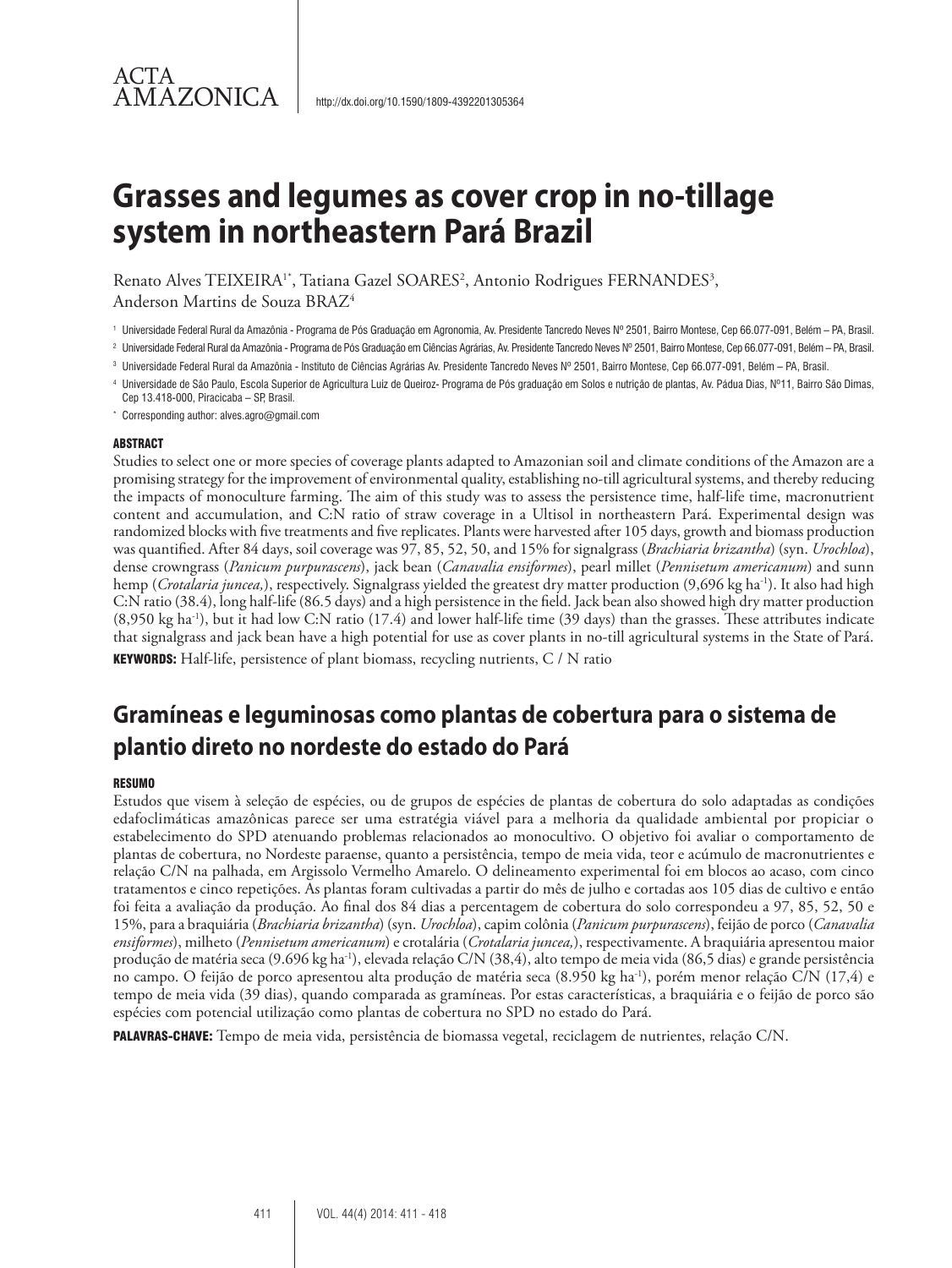ACTA AMAZONICA

http://dx.doi.org/10.1590/1809-4392201305364

# Grasses and legumes as cover crop in no-tillage system in northeastern Pará Brazil

Renato Alves TEIXEIRA[1*], Tatiana Gazel SOARES[2], Antonio Rodrigues FERNANDES[3], Anderson Martins de Souza BRAZ[4]

[1] Universidade Federal Rural da Amazônia - Programa de Pós Graduação em Agronomia, Av. Presidente Tancredo Neves Nº 2501, Bairro Montese, Cep 66.077-091, Belém – PA, Brasil.

[2] Universidade Federal Rural da Amazônia - Programa de Pós Graduação em Ciências Agrárias, Av. Presidente Tancredo Neves Nº 2501, Bairro Montese, Cep 66.077-091, Belém – PA, Brasil.

[3] Universidade Federal Rural da Amazônia - Instituto de Ciências Agrárias Av. Presidente Tancredo Neves Nº 2501, Bairro Montese, Cep 66.077-091, Belém – PA, Brasil.

[4] Universidade de São Paulo, Escola Superior de Agricultura Luiz de Queiroz- Programa de Pós graduação em Solos e nutrição de plantas, Av. Pádua Dias, Nº11, Bairro São Dimas, Cep 13.418-000, Piracicaba – SP, Brasil.

[*] Corresponding author: alves.agro@gmail.com

### ABSTRACT

Studies to select one or more species of coverage plants adapted to Amazonian soil and climate conditions of the Amazon are a promising strategy for the improvement of environmental quality, establishing no-till agricultural systems, and thereby reducing the impacts of monoculture farming. The aim of this study was to assess the persistence time, half-life time, macronutrient content and accumulation, and C:N ratio of straw coverage in a Ultisol in northeastern Pará. Experimental design was randomized blocks with five treatments and five replicates. Plants were harvested after 105 days, growth and biomass production was quantified. After 84 days, soil coverage was 97, 85, 52, 50, and 15% for signalgrass (*Brachiaria brizantha*) (syn. *Urochloa*), dense crowngrass (*Panicum purpurascens*), jack bean (*Canavalia ensiformes*), pearl millet (*Pennisetum americanum*) and sunn hemp (*Crotalaria juncea,*), respectively. Signalgrass yielded the greatest dry matter production (9,696 kg ha$^{-1}$). It also had high C:N ratio (38.4), long half-life (86.5 days) and a high persistence in the field. Jack bean also showed high dry matter production (8,950 kg ha$^{-1}$), but it had low C:N ratio (17.4) and lower half-life time (39 days) than the grasses. These attributes indicate that signalgrass and jack bean have a high potential for use as cover plants in no-till agricultural systems in the State of Pará.

**KEYWORDS:** Half-life, persistence of plant biomass, recycling nutrients, C / N ratio

## Gramíneas e leguminosas como plantas de cobertura para o sistema de plantio direto no nordeste do estado do Pará

### RESUMO

Estudos que visem à seleção de espécies, ou de grupos de espécies de plantas de cobertura do solo adaptadas as condições edafoclimáticas amazônicas parece ser uma estratégia viável para a melhoria da qualidade ambiental por propiciar o estabelecimento do SPD atenuando problemas relacionados ao monocultivo. O objetivo foi avaliar o comportamento de plantas de cobertura, no Nordeste paraense, quanto a persistência, tempo de meia vida, teor e acúmulo de macronutrientes e relação C/N na palhada, em Argissolo Vermelho Amarelo. O delineamento experimental foi em blocos ao acaso, com cinco tratamentos e cinco repetições. As plantas foram cultivadas a partir do mês de julho e cortadas aos 105 dias de cultivo e então foi feita a avaliação da produção. Ao final dos 84 dias a percentagem de cobertura do solo correspondeu a 97, 85, 52, 50 e 15%, para a braquiária (*Brachiaria brizantha*) (syn. *Urochloa*), capim colônia (*Panicum purpurascens*), feijão de porco (*Canavalia ensiformes*), milheto (*Pennisetum americanum*) e crotalária (*Crotalaria juncea,*), respectivamente. A braquiária apresentou maior produção de matéria seca (9.696 kg ha$^{-1}$), elevada relação C/N (38,4), alto tempo de meia vida (86,5 dias) e grande persistência no campo. O feijão de porco apresentou alta produção de matéria seca (8.950 kg ha$^{-1}$), porém menor relação C/N (17,4) e tempo de meia vida (39 dias), quando comparada as gramíneas. Por estas características, a braquiária e o feijão de porco são espécies com potencial utilização como plantas de cobertura no SPD no estado do Pará.

**PALAVRAS-CHAVE:** Tempo de meia vida, persistência de biomassa vegetal, reciclagem de nutrientes, relação C/N.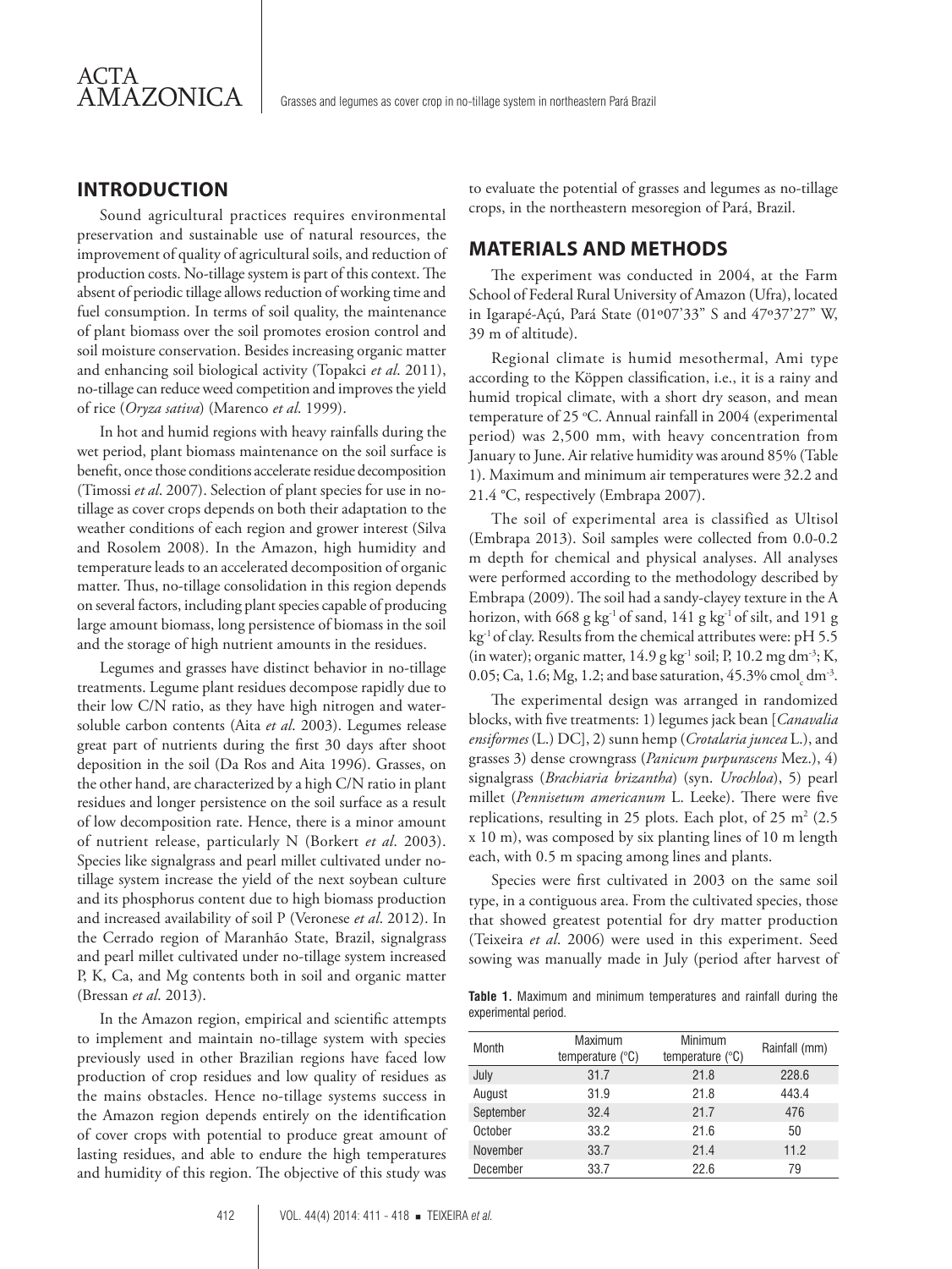## INTRODUCTION

Sound agricultural practices requires environmental preservation and sustainable use of natural resources, the improvement of quality of agricultural soils, and reduction of production costs. No-tillage system is part of this context. The absent of periodic tillage allows reduction of working time and fuel consumption. In terms of soil quality, the maintenance of plant biomass over the soil promotes erosion control and soil moisture conservation. Besides increasing organic matter and enhancing soil biological activity (Topakci *et al*. 2011), no-tillage can reduce weed competition and improves the yield of rice (*Oryza sativa*) (Marenco *et al*. 1999).

In hot and humid regions with heavy rainfalls during the wet period, plant biomass maintenance on the soil surface is benefit, once those conditions accelerate residue decomposition (Timossi *et al*. 2007). Selection of plant species for use in no-tillage as cover crops depends on both their adaptation to the weather conditions of each region and grower interest (Silva and Rosolem 2008). In the Amazon, high humidity and temperature leads to an accelerated decomposition of organic matter. Thus, no-tillage consolidation in this region depends on several factors, including plant species capable of producing large amount biomass, long persistence of biomass in the soil and the storage of high nutrient amounts in the residues.

Legumes and grasses have distinct behavior in no-tillage treatments. Legume plant residues decompose rapidly due to their low C/N ratio, as they have high nitrogen and water-soluble carbon contents (Aita *et al*. 2003). Legumes release great part of nutrients during the first 30 days after shoot deposition in the soil (Da Ros and Aita 1996). Grasses, on the other hand, are characterized by a high C/N ratio in plant residues and longer persistence on the soil surface as a result of low decomposition rate. Hence, there is a minor amount of nutrient release, particularly N (Borkert *et al*. 2003). Species like signalgrass and pearl millet cultivated under no-tillage system increase the yield of the next soybean culture and its phosphorus content due to high biomass production and increased availability of soil P (Veronese *et al*. 2012). In the Cerrado region of Maranhão State, Brazil, signalgrass and pearl millet cultivated under no-tillage system increased P, K, Ca, and Mg contents both in soil and organic matter (Bressan *et al*. 2013).

In the Amazon region, empirical and scientific attempts to implement and maintain no-tillage system with species previously used in other Brazilian regions have faced low production of crop residues and low quality of residues as the mains obstacles. Hence no-tillage systems success in the Amazon region depends entirely on the identification of cover crops with potential to produce great amount of lasting residues, and able to endure the high temperatures and humidity of this region. The objective of this study was to evaluate the potential of grasses and legumes as no-tillage crops, in the northeastern mesoregion of Pará, Brazil.

## MATERIALS AND METHODS

The experiment was conducted in 2004, at the Farm School of Federal Rural University of Amazon (Ufra), located in Igarapé-Açú, Pará State (01º07'33" S and 47º37'27" W, 39 m of altitude).

Regional climate is humid mesothermal, Ami type according to the Köppen classification, i.e., it is a rainy and humid tropical climate, with a short dry season, and mean temperature of 25 ºC. Annual rainfall in 2004 (experimental period) was 2,500 mm, with heavy concentration from January to June. Air relative humidity was around 85% (Table 1). Maximum and minimum air temperatures were 32.2 and 21.4 °C, respectively (Embrapa 2007).

The soil of experimental area is classified as Ultisol (Embrapa 2013). Soil samples were collected from 0.0-0.2 m depth for chemical and physical analyses. All analyses were performed according to the methodology described by Embrapa (2009). The soil had a sandy-clayey texture in the A horizon, with 668 g kg$^{-1}$ of sand, 141 g kg$^{-1}$ of silt, and 191 g kg$^{-1}$ of clay. Results from the chemical attributes were: pH 5.5 (in water); organic matter, 14.9 g kg$^{-1}$ soil; P, 10.2 mg dm$^{-3}$; K, 0.05; Ca, 1.6; Mg, 1.2; and base saturation, 45.3% cmol$_c$ dm$^{-3}$.

The experimental design was arranged in randomized blocks, with five treatments: 1) legumes jack bean [*Canavalia ensiformes* (L.) DC], 2) sunn hemp (*Crotalaria juncea* L.), and grasses 3) dense crowngrass (*Panicum purpurascens* Mez.), 4) signalgrass (*Brachiaria brizantha*) (syn. *Urochloa*), 5) pearl millet (*Pennisetum americanum* L. Leeke). There were five replications, resulting in 25 plots. Each plot, of 25 m$^2$ (2.5 x 10 m), was composed by six planting lines of 10 m length each, with 0.5 m spacing among lines and plants.

Species were first cultivated in 2003 on the same soil type, in a contiguous area. From the cultivated species, those that showed greatest potential for dry matter production (Teixeira *et al*. 2006) were used in this experiment. Seed sowing was manually made in July (period after harvest of

**Table 1.** Maximum and minimum temperatures and rainfall during the experimental period.

| Month | Maximum temperature (°C) | Minimum temperature (°C) | Rainfall (mm) |
|---|---|---|---|
| July | 31.7 | 21.8 | 228.6 |
| August | 31.9 | 21.8 | 443.4 |
| September | 32.4 | 21.7 | 476 |
| October | 33.2 | 21.6 | 50 |
| November | 33.7 | 21.4 | 11.2 |
| December | 33.7 | 22.6 | 79 |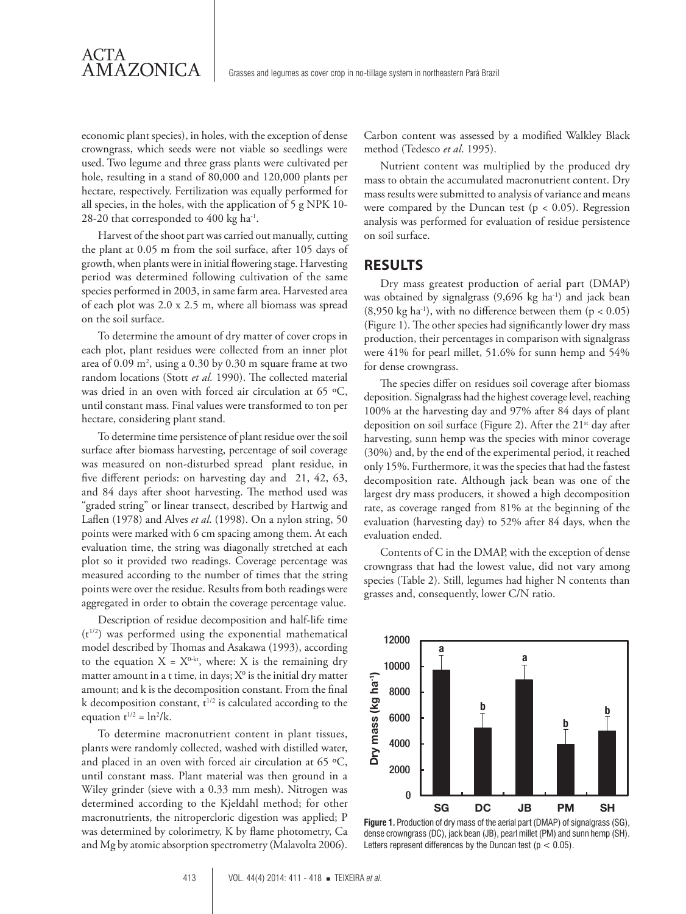economic plant species), in holes, with the exception of dense crowngrass, which seeds were not viable so seedlings were used. Two legume and three grass plants were cultivated per hole, resulting in a stand of 80,000 and 120,000 plants per hectare, respectively. Fertilization was equally performed for all species, in the holes, with the application of 5 g NPK 10-28-20 that corresponded to 400 kg ha$^{-1}$.

Harvest of the shoot part was carried out manually, cutting the plant at 0.05 m from the soil surface, after 105 days of growth, when plants were in initial flowering stage. Harvesting period was determined following cultivation of the same species performed in 2003, in same farm area. Harvested area of each plot was 2.0 x 2.5 m, where all biomass was spread on the soil surface.

To determine the amount of dry matter of cover crops in each plot, plant residues were collected from an inner plot area of 0.09 m$^2$, using a 0.30 by 0.30 m square frame at two random locations (Stott *et al.* 1990). The collected material was dried in an oven with forced air circulation at 65 ºC, until constant mass. Final values were transformed to ton per hectare, considering plant stand.

To determine time persistence of plant residue over the soil surface after biomass harvesting, percentage of soil coverage was measured on non-disturbed spread plant residue, in five different periods: on harvesting day and 21, 42, 63, and 84 days after shoot harvesting. The method used was "graded string" or linear transect, described by Hartwig and Laflen (1978) and Alves *et al.* (1998). On a nylon string, 50 points were marked with 6 cm spacing among them. At each evaluation time, the string was diagonally stretched at each plot so it provided two readings. Coverage percentage was measured according to the number of times that the string points were over the residue. Results from both readings were aggregated in order to obtain the coverage percentage value.

Description of residue decomposition and half-life time ($t^{1/2}$) was performed using the exponential mathematical model described by Thomas and Asakawa (1993), according to the equation $X = X^{0-kt}$, where: X is the remaining dry matter amount in a t time, in days; $X^0$ is the initial dry matter amount; and k is the decomposition constant. From the final k decomposition constant, $t^{1/2}$ is calculated according to the equation $t^{1/2} = \ln^2/k$.

To determine macronutrient content in plant tissues, plants were randomly collected, washed with distilled water, and placed in an oven with forced air circulation at 65 ºC, until constant mass. Plant material was then ground in a Wiley grinder (sieve with a 0.33 mm mesh). Nitrogen was determined according to the Kjeldahl method; for other macronutrients, the nitropercloric digestion was applied; P was determined by colorimetry, K by flame photometry, Ca and Mg by atomic absorption spectrometry (Malavolta 2006). Carbon content was assessed by a modified Walkley Black method (Tedesco *et al*. 1995).

Nutrient content was multiplied by the produced dry mass to obtain the accumulated macronutrient content. Dry mass results were submitted to analysis of variance and means were compared by the Duncan test ($p < 0.05$). Regression analysis was performed for evaluation of residue persistence on soil surface.

## RESULTS

Dry mass greatest production of aerial part (DMAP) was obtained by signalgrass (9,696 kg ha$^{-1}$) and jack bean (8,950 kg ha$^{-1}$), with no difference between them ($p < 0.05$) (Figure 1). The other species had significantly lower dry mass production, their percentages in comparison with signalgrass were 41% for pearl millet, 51.6% for sunn hemp and 54% for dense crowngrass.

The species differ on residues soil coverage after biomass deposition. Signalgrass had the highest coverage level, reaching 100% at the harvesting day and 97% after 84 days of plant deposition on soil surface (Figure 2). After the 21$^{st}$ day after harvesting, sunn hemp was the species with minor coverage (30%) and, by the end of the experimental period, it reached only 15%. Furthermore, it was the species that had the fastest decomposition rate. Although jack bean was one of the largest dry mass producers, it showed a high decomposition rate, as coverage ranged from 81% at the beginning of the evaluation (harvesting day) to 52% after 84 days, when the evaluation ended.

Contents of C in the DMAP, with the exception of dense crowngrass that had the lowest value, did not vary among species (Table 2). Still, legumes had higher N contents than grasses and, consequently, lower C/N ratio.

**Figure 1.** Production of dry mass of the aerial part (DMAP) of signalgrass (SG), dense crowngrass (DC), jack bean (JB), pearl millet (PM) and sunn hemp (SH). Letters represent differences by the Duncan test ($p < 0.05$).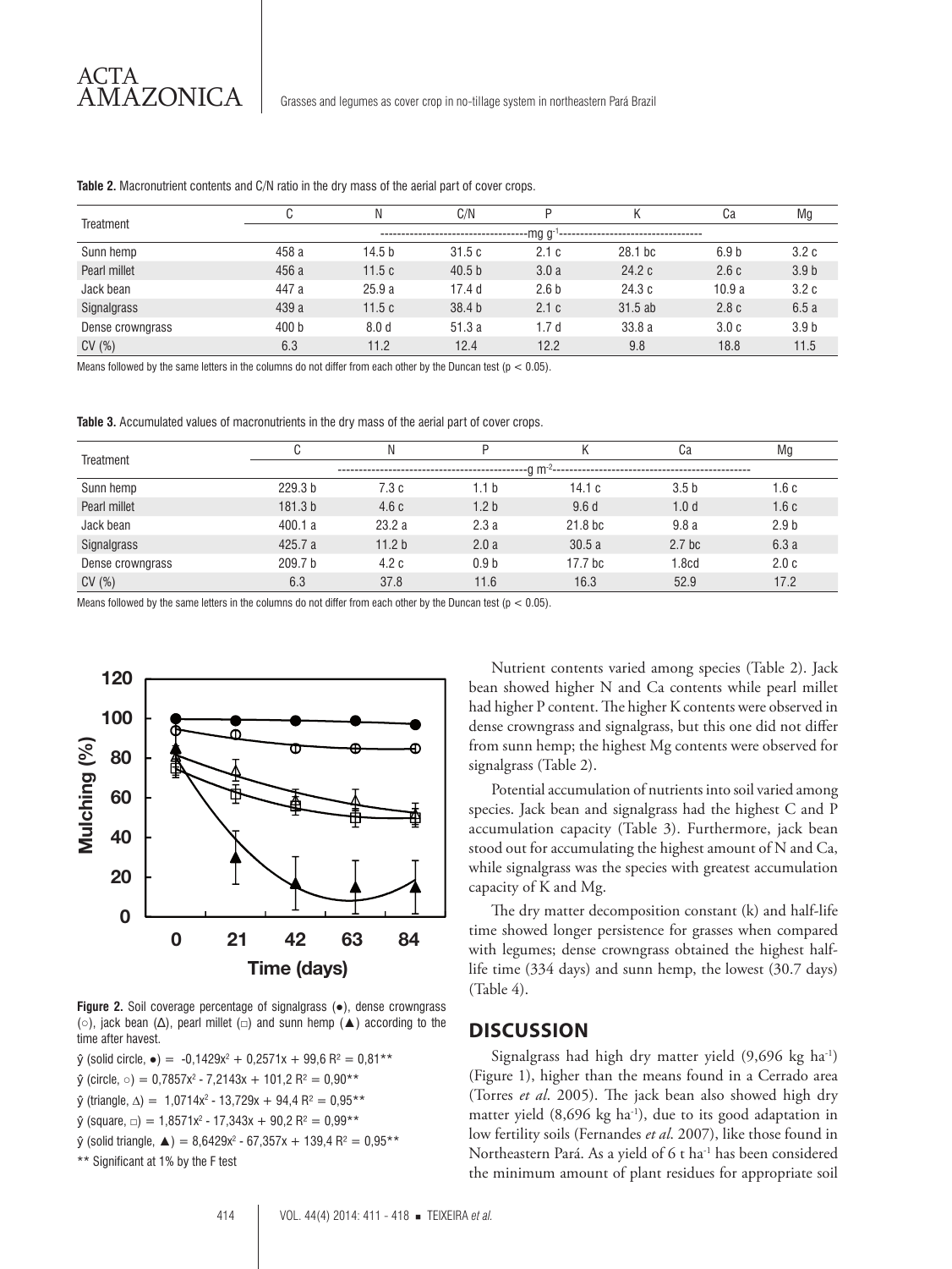**Table 2.** Macronutrient contents and C/N ratio in the dry mass of the aerial part of cover crops.

| Treatment | C | N | C/N | P | K | Ca | Mg |
|---|---|---|---|---|---|---|---|
| | mg g$^{-1}$ | | | | | | |
| Sunn hemp | 458 a | 14.5 b | 31.5 c | 2.1 c | 28.1 bc | 6.9 b | 3.2 c |
| Pearl millet | 456 a | 11.5 c | 40.5 b | 3.0 a | 24.2 c | 2.6 c | 3.9 b |
| Jack bean | 447 a | 25.9 a | 17.4 d | 2.6 b | 24.3 c | 10.9 a | 3.2 c |
| Signalgrass | 439 a | 11.5 c | 38.4 b | 2.1 c | 31.5 ab | 2.8 c | 6.5 a |
| Dense crowngrass | 400 b | 8.0 d | 51.3 a | 1.7 d | 33.8 a | 3.0 c | 3.9 b |
| CV (%) | 6.3 | 11.2 | 12.4 | 12.2 | 9.8 | 18.8 | 11.5 |

Means followed by the same letters in the columns do not differ from each other by the Duncan test ($p < 0.05$).

**Table 3.** Accumulated values of macronutrients in the dry mass of the aerial part of cover crops.

| Treatment | C | N | P | K | Ca | Mg |
|---|---|---|---|---|---|---|
| | g m$^{-2}$ | | | | | |
| Sunn hemp | 229.3 b | 7.3 c | 1.1 b | 14.1 c | 3.5 b | 1.6 c |
| Pearl millet | 181.3 b | 4.6 c | 1.2 b | 9.6 d | 1.0 d | 1.6 c |
| Jack bean | 400.1 a | 23.2 a | 2.3 a | 21.8 bc | 9.8 a | 2.9 b |
| Signalgrass | 425.7 a | 11.2 b | 2.0 a | 30.5 a | 2.7 bc | 6.3 a |
| Dense crowngrass | 209.7 b | 4.2 c | 0.9 b | 17.7 bc | 1.8cd | 2.0 c |
| CV (%) | 6.3 | 37.8 | 11.6 | 16.3 | 52.9 | 17.2 |

Means followed by the same letters in the columns do not differ from each other by the Duncan test ($p < 0.05$).

**Figure 2.** Soil coverage percentage of signalgrass (●), dense crowngrass (○), jack bean (Δ), pearl millet (□) and sunn hemp (▲) according to the time after havest.

$\hat{y}$ (solid circle, ●) = $-0{,}1429x^2 + 0{,}2571x + 99{,}6$ $R^2 = 0{,}81^{**}$

$\hat{y}$ (circle, ○) = $0{,}7857x^2 - 7{,}2143x + 101{,}2$ $R^2 = 0{,}90^{**}$

$\hat{y}$ (triangle, Δ) = $1{,}0714x^2 - 13{,}729x + 94{,}4$ $R^2 = 0{,}95^{**}$

$\hat{y}$ (square, □) = $1{,}8571x^2 - 17{,}343x + 90{,}2$ $R^2 = 0{,}99^{**}$

$\hat{y}$ (solid triangle, ▲) = $8{,}6429x^2 - 67{,}357x + 139{,}4$ $R^2 = 0{,}95^{**}$

** Significant at 1% by the F test

Nutrient contents varied among species (Table 2). Jack bean showed higher N and Ca contents while pearl millet had higher P content. The higher K contents were observed in dense crowngrass and signalgrass, but this one did not differ from sunn hemp; the highest Mg contents were observed for signalgrass (Table 2).

Potential accumulation of nutrients into soil varied among species. Jack bean and signalgrass had the highest C and P accumulation capacity (Table 3). Furthermore, jack bean stood out for accumulating the highest amount of N and Ca, while signalgrass was the species with greatest accumulation capacity of K and Mg.

The dry matter decomposition constant (k) and half-life time showed longer persistence for grasses when compared with legumes; dense crowngrass obtained the highest half-life time (334 days) and sunn hemp, the lowest (30.7 days) (Table 4).

## DISCUSSION

Signalgrass had high dry matter yield (9,696 kg ha$^{-1}$) (Figure 1), higher than the means found in a Cerrado area (Torres *et al*. 2005). The jack bean also showed high dry matter yield (8,696 kg ha$^{-1}$), due to its good adaptation in low fertility soils (Fernandes *et al*. 2007), like those found in Northeastern Pará. As a yield of 6 t ha$^{-1}$ has been considered the minimum amount of plant residues for appropriate soil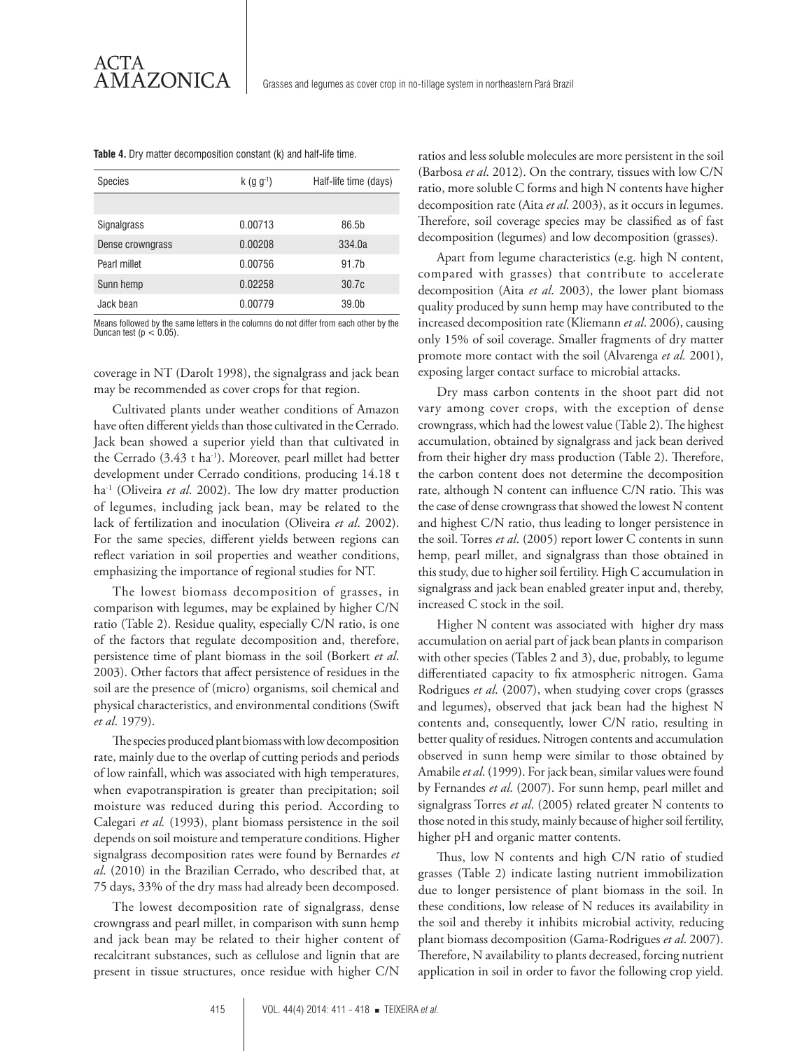**Table 4.** Dry matter decomposition constant (k) and half-life time.

| Species | k (g g$^{-1}$) | Half-life time (days) |
|---|---|---|
| Signalgrass | 0.00713 | 86.5b |
| Dense crowngrass | 0.00208 | 334.0a |
| Pearl millet | 0.00756 | 91.7b |
| Sunn hemp | 0.02258 | 30.7c |
| Jack bean | 0.00779 | 39.0b |

Means followed by the same letters in the columns do not differ from each other by the Duncan test ($p < 0.05$).

coverage in NT (Darolt 1998), the signalgrass and jack bean may be recommended as cover crops for that region.

Cultivated plants under weather conditions of Amazon have often different yields than those cultivated in the Cerrado. Jack bean showed a superior yield than that cultivated in the Cerrado (3.43 t ha$^{-1}$). Moreover, pearl millet had better development under Cerrado conditions, producing 14.18 t ha$^{-1}$ (Oliveira *et al*. 2002). The low dry matter production of legumes, including jack bean, may be related to the lack of fertilization and inoculation (Oliveira *et al*. 2002). For the same species, different yields between regions can reflect variation in soil properties and weather conditions, emphasizing the importance of regional studies for NT.

The lowest biomass decomposition of grasses, in comparison with legumes, may be explained by higher C/N ratio (Table 2). Residue quality, especially C/N ratio, is one of the factors that regulate decomposition and, therefore, persistence time of plant biomass in the soil (Borkert *et al*. 2003). Other factors that affect persistence of residues in the soil are the presence of (micro) organisms, soil chemical and physical characteristics, and environmental conditions (Swift *et al*. 1979).

The species produced plant biomass with low decomposition rate, mainly due to the overlap of cutting periods and periods of low rainfall, which was associated with high temperatures, when evapotranspiration is greater than precipitation; soil moisture was reduced during this period. According to Calegari *et al.* (1993), plant biomass persistence in the soil depends on soil moisture and temperature conditions. Higher signalgrass decomposition rates were found by Bernardes *et al*. (2010) in the Brazilian Cerrado, who described that, at 75 days, 33% of the dry mass had already been decomposed.

The lowest decomposition rate of signalgrass, dense crowngrass and pearl millet, in comparison with sunn hemp and jack bean may be related to their higher content of recalcitrant substances, such as cellulose and lignin that are present in tissue structures, once residue with higher C/N ratios and less soluble molecules are more persistent in the soil (Barbosa *et al*. 2012). On the contrary, tissues with low C/N ratio, more soluble C forms and high N contents have higher decomposition rate (Aita *et al*. 2003), as it occurs in legumes. Therefore, soil coverage species may be classified as of fast decomposition (legumes) and low decomposition (grasses).

Apart from legume characteristics (e.g. high N content, compared with grasses) that contribute to accelerate decomposition (Aita *et al*. 2003), the lower plant biomass quality produced by sunn hemp may have contributed to the increased decomposition rate (Kliemann *et al*. 2006), causing only 15% of soil coverage. Smaller fragments of dry matter promote more contact with the soil (Alvarenga *et al.* 2001), exposing larger contact surface to microbial attacks.

Dry mass carbon contents in the shoot part did not vary among cover crops, with the exception of dense crowngrass, which had the lowest value (Table 2). The highest accumulation, obtained by signalgrass and jack bean derived from their higher dry mass production (Table 2). Therefore, the carbon content does not determine the decomposition rate, although N content can influence C/N ratio. This was the case of dense crowngrass that showed the lowest N content and highest C/N ratio, thus leading to longer persistence in the soil. Torres *et al*. (2005) report lower C contents in sunn hemp, pearl millet, and signalgrass than those obtained in this study, due to higher soil fertility. High C accumulation in signalgrass and jack bean enabled greater input and, thereby, increased C stock in the soil.

Higher N content was associated with higher dry mass accumulation on aerial part of jack bean plants in comparison with other species (Tables 2 and 3), due, probably, to legume differentiated capacity to fix atmospheric nitrogen. Gama Rodrigues *et al*. (2007), when studying cover crops (grasses and legumes), observed that jack bean had the highest N contents and, consequently, lower C/N ratio, resulting in better quality of residues. Nitrogen contents and accumulation observed in sunn hemp were similar to those obtained by Amabile *et al*. (1999). For jack bean, similar values were found by Fernandes *et al*. (2007). For sunn hemp, pearl millet and signalgrass Torres *et al*. (2005) related greater N contents to those noted in this study, mainly because of higher soil fertility, higher pH and organic matter contents.

Thus, low N contents and high C/N ratio of studied grasses (Table 2) indicate lasting nutrient immobilization due to longer persistence of plant biomass in the soil. In these conditions, low release of N reduces its availability in the soil and thereby it inhibits microbial activity, reducing plant biomass decomposition (Gama-Rodrigues *et al*. 2007). Therefore, N availability to plants decreased, forcing nutrient application in soil in order to favor the following crop yield.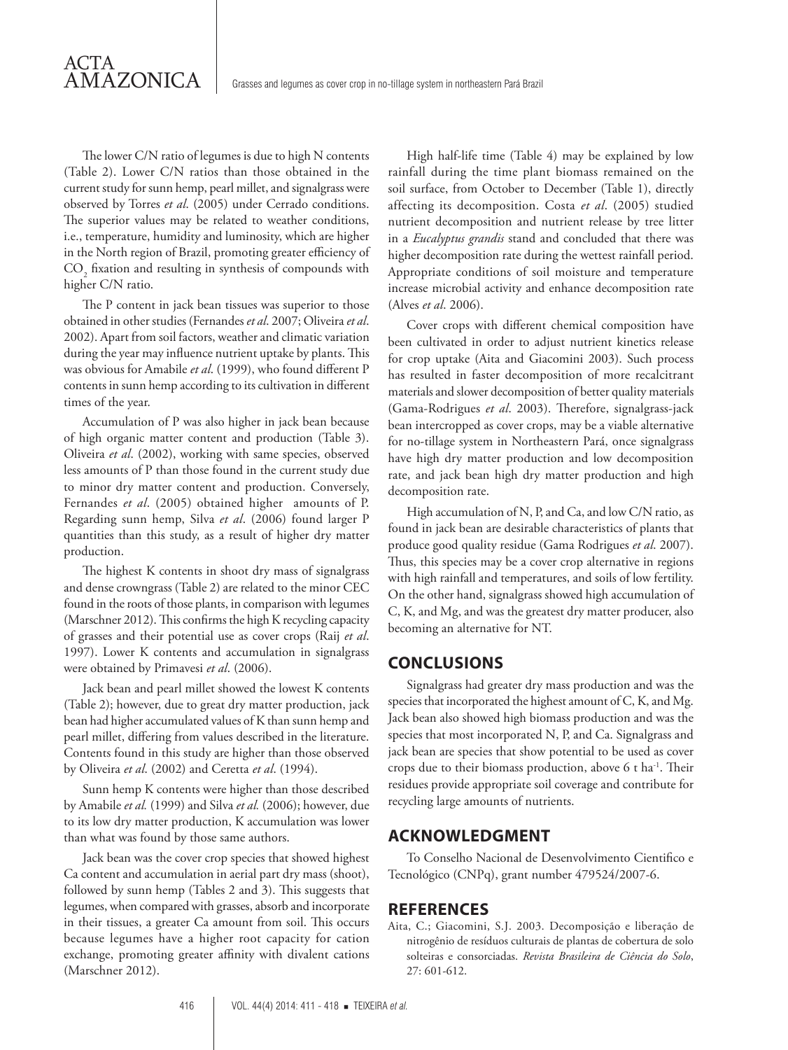The lower C/N ratio of legumes is due to high N contents (Table 2). Lower C/N ratios than those obtained in the current study for sunn hemp, pearl millet, and signalgrass were observed by Torres *et al*. (2005) under Cerrado conditions. The superior values may be related to weather conditions, i.e., temperature, humidity and luminosity, which are higher in the North region of Brazil, promoting greater efficiency of $CO_2$ fixation and resulting in synthesis of compounds with higher C/N ratio.

The P content in jack bean tissues was superior to those obtained in other studies (Fernandes *et al*. 2007; Oliveira *et al*. 2002). Apart from soil factors, weather and climatic variation during the year may influence nutrient uptake by plants. This was obvious for Amabile *et al*. (1999), who found different P contents in sunn hemp according to its cultivation in different times of the year.

Accumulation of P was also higher in jack bean because of high organic matter content and production (Table 3). Oliveira *et al*. (2002), working with same species, observed less amounts of P than those found in the current study due to minor dry matter content and production. Conversely, Fernandes *et al*. (2005) obtained higher amounts of P. Regarding sunn hemp, Silva *et al*. (2006) found larger P quantities than this study, as a result of higher dry matter production.

The highest K contents in shoot dry mass of signalgrass and dense crowngrass (Table 2) are related to the minor CEC found in the roots of those plants, in comparison with legumes (Marschner 2012). This confirms the high K recycling capacity of grasses and their potential use as cover crops (Raij *et al*. 1997). Lower K contents and accumulation in signalgrass were obtained by Primavesi *et al*. (2006).

Jack bean and pearl millet showed the lowest K contents (Table 2); however, due to great dry matter production, jack bean had higher accumulated values of K than sunn hemp and pearl millet, differing from values described in the literature. Contents found in this study are higher than those observed by Oliveira *et al*. (2002) and Ceretta *et al*. (1994).

Sunn hemp K contents were higher than those described by Amabile *et al.* (1999) and Silva *et al.* (2006); however, due to its low dry matter production, K accumulation was lower than what was found by those same authors.

Jack bean was the cover crop species that showed highest Ca content and accumulation in aerial part dry mass (shoot), followed by sunn hemp (Tables 2 and 3). This suggests that legumes, when compared with grasses, absorb and incorporate in their tissues, a greater Ca amount from soil. This occurs because legumes have a higher root capacity for cation exchange, promoting greater affinity with divalent cations (Marschner 2012).

High half-life time (Table 4) may be explained by low rainfall during the time plant biomass remained on the soil surface, from October to December (Table 1), directly affecting its decomposition. Costa *et al*. (2005) studied nutrient decomposition and nutrient release by tree litter in a *Eucalyptus grandis* stand and concluded that there was higher decomposition rate during the wettest rainfall period. Appropriate conditions of soil moisture and temperature increase microbial activity and enhance decomposition rate (Alves *et al*. 2006).

Cover crops with different chemical composition have been cultivated in order to adjust nutrient kinetics release for crop uptake (Aita and Giacomini 2003). Such process has resulted in faster decomposition of more recalcitrant materials and slower decomposition of better quality materials (Gama-Rodrigues *et al*. 2003). Therefore, signalgrass-jack bean intercropped as cover crops, may be a viable alternative for no-tillage system in Northeastern Pará, once signalgrass have high dry matter production and low decomposition rate, and jack bean high dry matter production and high decomposition rate.

High accumulation of N, P, and Ca, and low C/N ratio, as found in jack bean are desirable characteristics of plants that produce good quality residue (Gama Rodrigues *et al*. 2007). Thus, this species may be a cover crop alternative in regions with high rainfall and temperatures, and soils of low fertility. On the other hand, signalgrass showed high accumulation of C, K, and Mg, and was the greatest dry matter producer, also becoming an alternative for NT.

## CONCLUSIONS

Signalgrass had greater dry mass production and was the species that incorporated the highest amount of C, K, and Mg. Jack bean also showed high biomass production and was the species that most incorporated N, P, and Ca. Signalgrass and jack bean are species that show potential to be used as cover crops due to their biomass production, above 6 t $ha^{-1}$. Their residues provide appropriate soil coverage and contribute for recycling large amounts of nutrients.

## ACKNOWLEDGMENT

To Conselho Nacional de Desenvolvimento Cientifico e Tecnológico (CNPq), grant number 479524/2007-6.

## REFERENCES

Aita, C.; Giacomini, S.J. 2003. Decomposição e liberação de nitrogênio de resíduos culturais de plantas de cobertura de solo solteiras e consorciadas. *Revista Brasileira de Ciência do Solo*, 27: 601-612.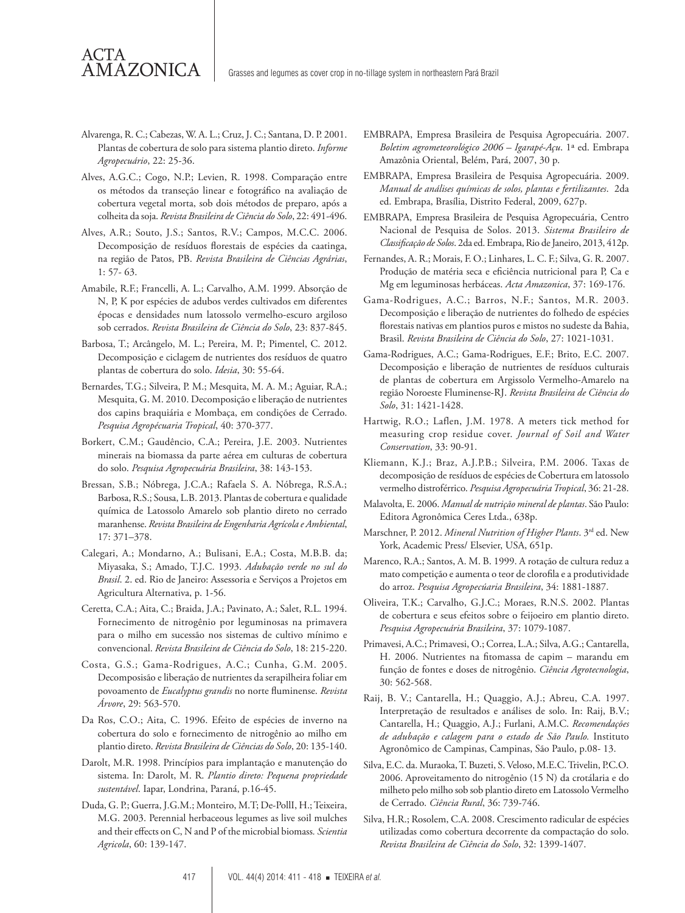Alvarenga, R. C.; Cabezas, W. A. L.; Cruz, J. C.; Santana, D. P. 2001. Plantas de cobertura de solo para sistema plantio direto. *Informe Agropecuário*, 22: 25-36.

Alves, A.G.C.; Cogo, N.P.; Levien, R. 1998. Comparação entre os métodos da transeção linear e fotográfico na avaliação de cobertura vegetal morta, sob dois métodos de preparo, após a colheita da soja. *Revista Brasileira de Ciência do Solo*, 22: 491-496.

Alves, A.R.; Souto, J.S.; Santos, R.V.; Campos, M.C.C. 2006. Decomposição de resíduos florestais de espécies da caatinga, na região de Patos, PB. *Revista Brasileira de Ciências Agrárias*, 1: 57- 63.

Amabile, R.F.; Francelli, A. L.; Carvalho, A.M. 1999. Absorção de N, P, K por espécies de adubos verdes cultivados em diferentes épocas e densidades num latossolo vermelho-escuro argiloso sob cerrados. *Revista Brasileira de Ciência do Solo*, 23: 837-845.

Barbosa, T.; Arcângelo, M. L.; Pereira, M. P.; Pimentel, C. 2012. Decomposição e ciclagem de nutrientes dos resíduos de quatro plantas de cobertura do solo. *Idesia*, 30: 55-64.

Bernardes, T.G.; Silveira, P. M.; Mesquita, M. A. M.; Aguiar, R.A.; Mesquita, G. M. 2010. Decomposição e liberação de nutrientes dos capins braquiária e Mombaça, em condições de Cerrado. *Pesquisa Agropécuaria Tropical*, 40: 370-377.

Borkert, C.M.; Gaudêncio, C.A.; Pereira, J.E. 2003. Nutrientes minerais na biomassa da parte aérea em culturas de cobertura do solo. *Pesquisa Agropecuária Brasileira*, 38: 143-153.

Bressan, S.B.; Nóbrega, J.C.A.; Rafaela S. A. Nóbrega, R.S.A.; Barbosa, R.S.; Sousa, L.B. 2013. Plantas de cobertura e qualidade química de Latossolo Amarelo sob plantio direto no cerrado maranhense. *Revista Brasileira de Engenharia Agrícola e Ambiental*, 17: 371–378.

Calegari, A.; Mondarno, A.; Bulisani, E.A.; Costa, M.B.B. da; Miyasaka, S.; Amado, T.J.C. 1993. *Adubação verde no sul do Brasil*. 2. ed. Rio de Janeiro: Assessoria e Serviços a Projetos em Agricultura Alternativa, p. 1-56.

Ceretta, C.A.; Aita, C.; Braida, J.A.; Pavinato, A.; Salet, R.L. 1994. Fornecimento de nitrogênio por leguminosas na primavera para o milho em sucessão nos sistemas de cultivo mínimo e convencional. *Revista Brasileira de Ciência do Solo*, 18: 215-220.

Costa, G.S.; Gama-Rodrigues, A.C.; Cunha, G.M. 2005. Decomposisão e liberação de nutrientes da serapilheira foliar em povoamento de *Eucalyptus grandis* no norte fluminense. *Revista Árvore*, 29: 563-570.

Da Ros, C.O.; Aita, C. 1996. Efeito de espécies de inverno na cobertura do solo e fornecimento de nitrogênio ao milho em plantio direto. *Revista Brasileira de Ciências do Solo*, 20: 135-140.

Darolt, M.R. 1998. Princípios para implantação e manutenção do sistema. In: Darolt, M. R. *Plantio direto: Pequena propriedade sustentável*. Iapar, Londrina, Paraná, p.16-45.

Duda, G. P.; Guerra, J.G.M.; Monteiro, M.T; De-PollI, H.; Teixeira, M.G. 2003. Perennial herbaceous legumes as live soil mulches and their effects on C, N and P of the microbial biomass. *Scientia Agricola*, 60: 139-147.

EMBRAPA, Empresa Brasileira de Pesquisa Agropecuária. 2007. *Boletim agrometeorológico 2006 – Igarapé-Açu*. 1ª ed. Embrapa Amazônia Oriental, Belém, Pará, 2007, 30 p.

EMBRAPA, Empresa Brasileira de Pesquisa Agropecuária. 2009. *Manual de análises químicas de solos, plantas e fertilizantes*. 2da ed. Embrapa, Brasília, Distrito Federal, 2009, 627p.

EMBRAPA, Empresa Brasileira de Pesquisa Agropecuária, Centro Nacional de Pesquisa de Solos. 2013. *Sistema Brasileiro de Classificação de Solos*. 2da ed. Embrapa, Rio de Janeiro, 2013, 412p.

Fernandes, A. R.; Morais, F. O.; Linhares, L. C. F.; Silva, G. R. 2007. Produção de matéria seca e eficiência nutricional para P, Ca e Mg em leguminosas herbáceas. *Acta Amazonica*, 37: 169-176.

Gama-Rodrigues, A.C.; Barros, N.F.; Santos, M.R. 2003. Decomposição e liberação de nutrientes do folhedo de espécies florestais nativas em plantios puros e mistos no sudeste da Bahia, Brasil. *Revista Brasileira de Ciência do Solo*, 27: 1021-1031.

Gama-Rodrigues, A.C.; Gama-Rodrigues, E.F.; Brito, E.C. 2007. Decomposição e liberação de nutrientes de resíduos culturais de plantas de cobertura em Argissolo Vermelho-Amarelo na região Noroeste Fluminense-RJ. *Revista Brasileira de Ciência do Solo*, 31: 1421-1428.

Hartwig, R.O.; Laflen, J.M. 1978. A meters tick method for measuring crop residue cover. *Journal of Soil and Water Conservation*, 33: 90-91.

Kliemann, K.J.; Braz, A.J.P.B.; Silveira, P.M. 2006. Taxas de decomposição de resíduos de espécies de Cobertura em latossolo vermelho distroférrico. *Pesquisa Agropecuária Tropical*, 36: 21-28.

Malavolta, E. 2006. *Manual de nutrição mineral de plantas*. São Paulo: Editora Agronômica Ceres Ltda., 638p.

Marschner, P. 2012. *Mineral Nutrition of Higher Plants*. 3rd ed. New York, Academic Press/ Elsevier, USA, 651p.

Marenco, R.A.; Santos, A. M. B. 1999. A rotação de cultura reduz a mato competição e aumenta o teor de clorofila e a produtividade do arroz. *Pesquisa Agropecúaria Brasileira*, 34: 1881-1887.

Oliveira, T.K.; Carvalho, G.J.C.; Moraes, R.N.S. 2002. Plantas de cobertura e seus efeitos sobre o feijoeiro em plantio direto. *Pesquisa Agropecuária Brasileira*, 37: 1079-1087.

Primavesi, A.C.; Primavesi, O.; Correa, L.A.; Silva, A.G.; Cantarella, H. 2006. Nutrientes na fitomassa de capim – marandu em função de fontes e doses de nitrogênio. *Ciência Agrotecnologia*, 30: 562-568.

Raij, B. V.; Cantarella, H.; Quaggio, A.J.; Abreu, C.A. 1997. Interpretação de resultados e análises de solo. In: Raij, B.V.; Cantarella, H.; Quaggio, A.J.; Furlani, A.M.C. *Recomendações de adubação e calagem para o estado de São Paulo.* Instituto Agronômico de Campinas, Campinas, São Paulo, p.08- 13.

Silva, E.C. da. Muraoka, T. Buzeti, S. Veloso, M.E.C. Trivelin, P.C.O. 2006. Aproveitamento do nitrogênio (15 N) da crotálaria e do milheto pelo milho sob sob plantio direto em Latossolo Vermelho de Cerrado. *Ciência Rural*, 36: 739-746.

Silva, H.R.; Rosolem, C.A. 2008. Crescimento radicular de espécies utilizadas como cobertura decorrente da compactação do solo. *Revista Brasileira de Ciência do Solo*, 32: 1399-1407.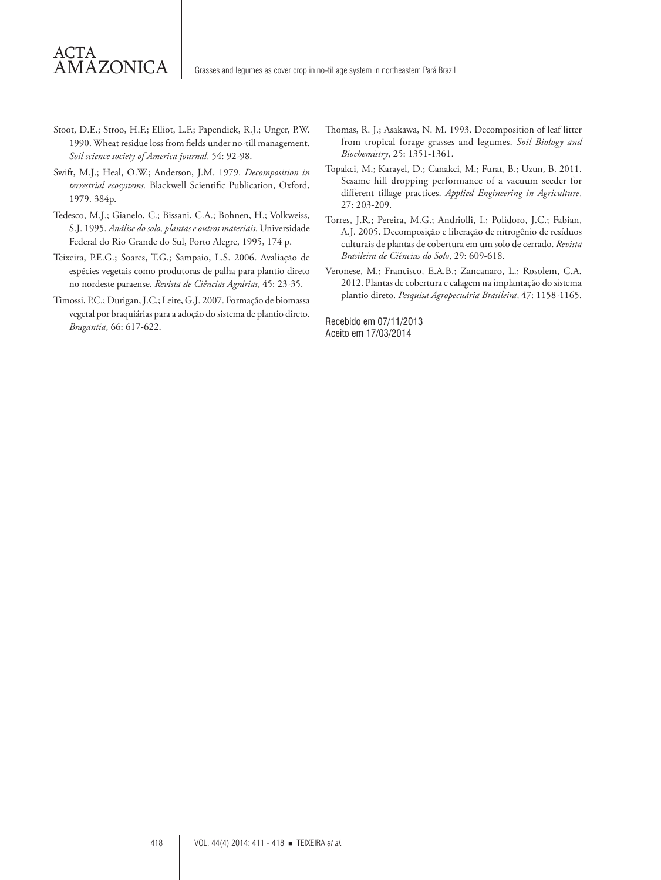Stoot, D.E.; Stroo, H.F.; Elliot, L.F.; Papendick, R.J.; Unger, P.W. 1990. Wheat residue loss from fields under no-till management. *Soil science society of America journal*, 54: 92-98.

Swift, M.J.; Heal, O.W.; Anderson, J.M. 1979. *Decomposition in terrestrial ecosystems.* Blackwell Scientific Publication, Oxford, 1979. 384p.

Tedesco, M.J.; Gianelo, C.; Bissani, C.A.; Bohnen, H.; Volkweiss, S.J. 1995. *Análise do solo, plantas e outros materiais*. Universidade Federal do Rio Grande do Sul, Porto Alegre, 1995, 174 p.

Teixeira, P.E.G.; Soares, T.G.; Sampaio, L.S. 2006. Avaliação de espécies vegetais como produtoras de palha para plantio direto no nordeste paraense. *Revista de Ciências Agrárias*, 45: 23-35.

Timossi, P.C.; Durigan, J.C.; Leite, G.J. 2007. Formação de biomassa vegetal por braquiárias para a adoção do sistema de plantio direto. *Bragantia*, 66: 617-622.

Thomas, R. J.; Asakawa, N. M. 1993. Decomposition of leaf litter from tropical forage grasses and legumes. *Soil Biology and Biochemistry*, 25: 1351-1361.

Topakci, M.; Karayel, D.; Canakci, M.; Furat, B.; Uzun, B. 2011. Sesame hill dropping performance of a vacuum seeder for different tillage practices. *Applied Engineering in Agriculture*, 27: 203-209.

Torres, J.R.; Pereira, M.G.; Andriolli, I.; Polidoro, J.C.; Fabian, A.J. 2005. Decomposição e liberação de nitrogênio de resíduos culturais de plantas de cobertura em um solo de cerrado. *Revista Brasileira de Ciências do Solo*, 29: 609-618.

Veronese, M.; Francisco, E.A.B.; Zancanaro, L.; Rosolem, C.A. 2012. Plantas de cobertura e calagem na implantação do sistema plantio direto. *Pesquisa Agropecuária Brasileira*, 47: 1158-1165.

Recebido em 07/11/2013
Aceito em 17/03/2014